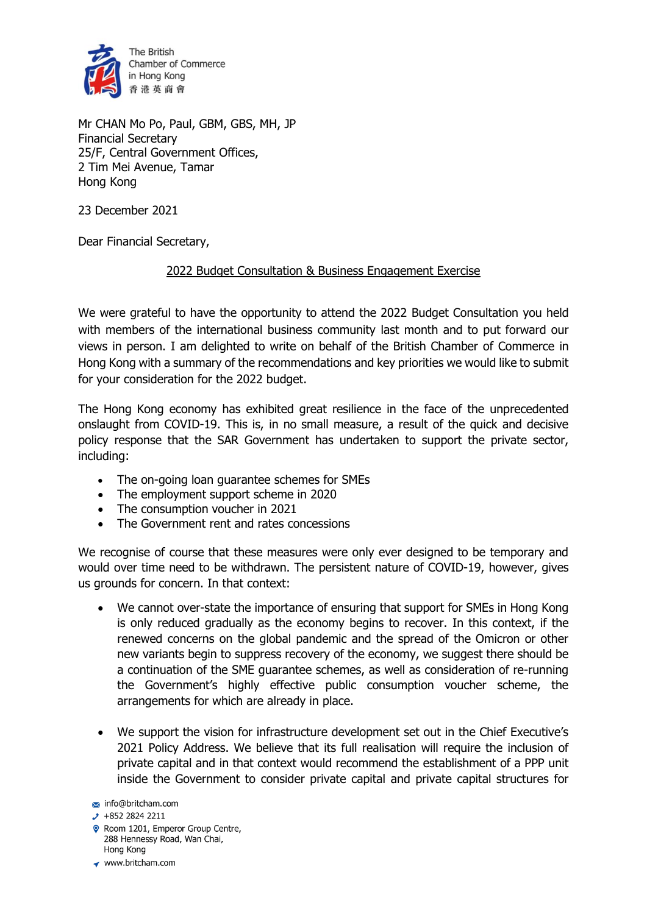The British Chamber of Commerce in Hong Kong
香港英商會

Mr CHAN Mo Po, Paul, GBM, GBS, MH, JP
Financial Secretary
25/F, Central Government Offices,
2 Tim Mei Avenue, Tamar
Hong Kong

23 December 2021

Dear Financial Secretary,

<u>2022 Budget Consultation & Business Engagement Exercise</u>

We were grateful to have the opportunity to attend the 2022 Budget Consultation you held with members of the international business community last month and to put forward our views in person. I am delighted to write on behalf of the British Chamber of Commerce in Hong Kong with a summary of the recommendations and key priorities we would like to submit for your consideration for the 2022 budget.

The Hong Kong economy has exhibited great resilience in the face of the unprecedented onslaught from COVID-19. This is, in no small measure, a result of the quick and decisive policy response that the SAR Government has undertaken to support the private sector, including:

- The on-going loan guarantee schemes for SMEs
- The employment support scheme in 2020
- The consumption voucher in 2021
- The Government rent and rates concessions

We recognise of course that these measures were only ever designed to be temporary and would over time need to be withdrawn. The persistent nature of COVID-19, however, gives us grounds for concern. In that context:

- We cannot over-state the importance of ensuring that support for SMEs in Hong Kong is only reduced gradually as the economy begins to recover. In this context, if the renewed concerns on the global pandemic and the spread of the Omicron or other new variants begin to suppress recovery of the economy, we suggest there should be a continuation of the SME guarantee schemes, as well as consideration of re-running the Government's highly effective public consumption voucher scheme, the arrangements for which are already in place.

- We support the vision for infrastructure development set out in the Chief Executive's 2021 Policy Address. We believe that its full realisation will require the inclusion of private capital and in that context would recommend the establishment of a PPP unit inside the Government to consider private capital and private capital structures for

info@britcham.com
+852 2824 2211
Room 1201, Emperor Group Centre,
288 Hennessy Road, Wan Chai,
Hong Kong
www.britcham.com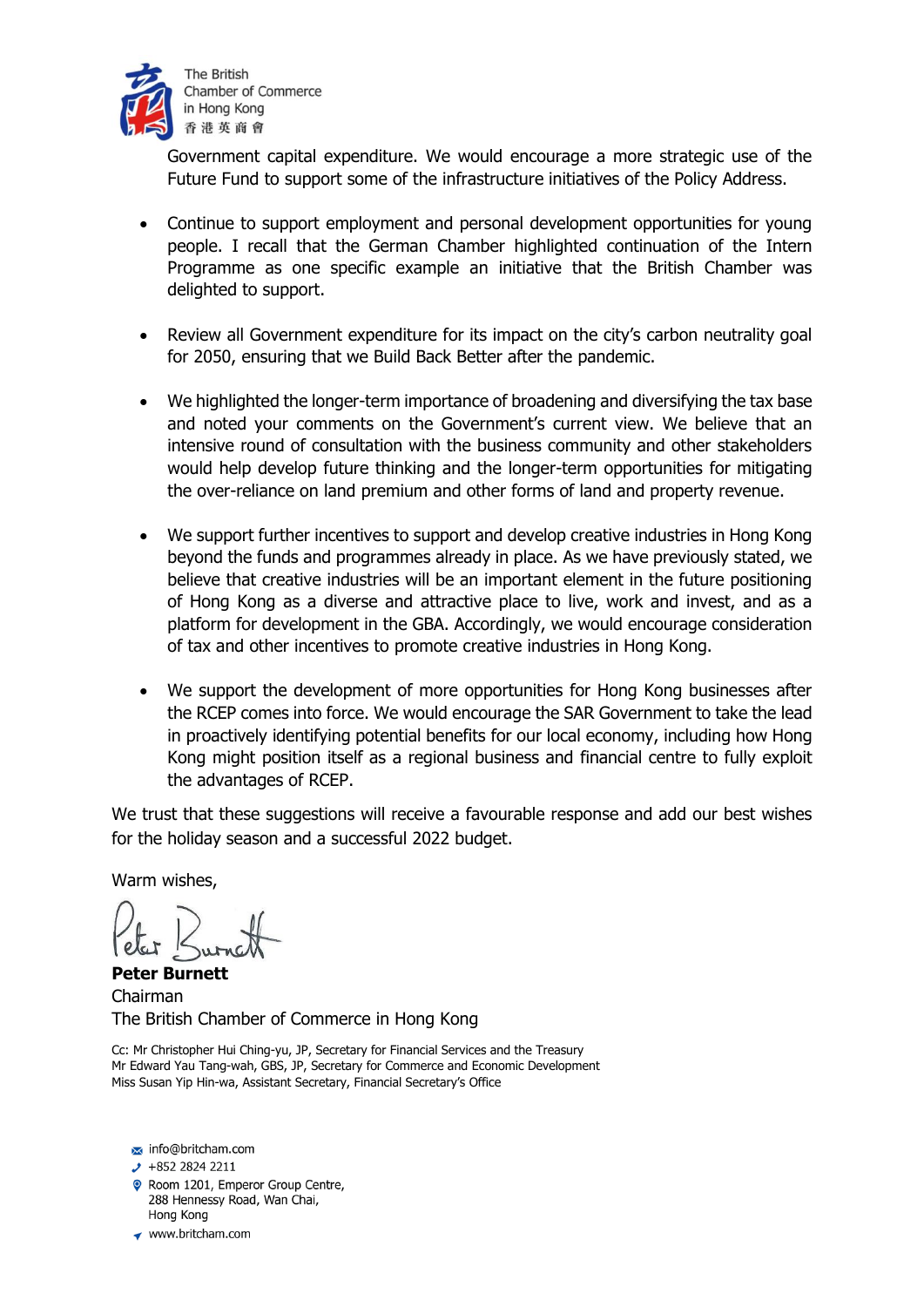Government capital expenditure. We would encourage a more strategic use of the Future Fund to support some of the infrastructure initiatives of the Policy Address.

- Continue to support employment and personal development opportunities for young people. I recall that the German Chamber highlighted continuation of the Intern Programme as one specific example an initiative that the British Chamber was delighted to support.

- Review all Government expenditure for its impact on the city's carbon neutrality goal for 2050, ensuring that we Build Back Better after the pandemic.

- We highlighted the longer-term importance of broadening and diversifying the tax base and noted your comments on the Government's current view. We believe that an intensive round of consultation with the business community and other stakeholders would help develop future thinking and the longer-term opportunities for mitigating the over-reliance on land premium and other forms of land and property revenue.

- We support further incentives to support and develop creative industries in Hong Kong beyond the funds and programmes already in place. As we have previously stated, we believe that creative industries will be an important element in the future positioning of Hong Kong as a diverse and attractive place to live, work and invest, and as a platform for development in the GBA. Accordingly, we would encourage consideration of tax and other incentives to promote creative industries in Hong Kong.

- We support the development of more opportunities for Hong Kong businesses after the RCEP comes into force. We would encourage the SAR Government to take the lead in proactively identifying potential benefits for our local economy, including how Hong Kong might position itself as a regional business and financial centre to fully exploit the advantages of RCEP.

We trust that these suggestions will receive a favourable response and add our best wishes for the holiday season and a successful 2022 budget.

Warm wishes,

**Peter Burnett**
Chairman
The British Chamber of Commerce in Hong Kong

Cc: Mr Christopher Hui Ching-yu, JP, Secretary for Financial Services and the Treasury
Mr Edward Yau Tang-wah, GBS, JP, Secretary for Commerce and Economic Development
Miss Susan Yip Hin-wa, Assistant Secretary, Financial Secretary's Office

info@britcham.com
+852 2824 2211
Room 1201, Emperor Group Centre, 288 Hennessy Road, Wan Chai, Hong Kong
www.britcham.com